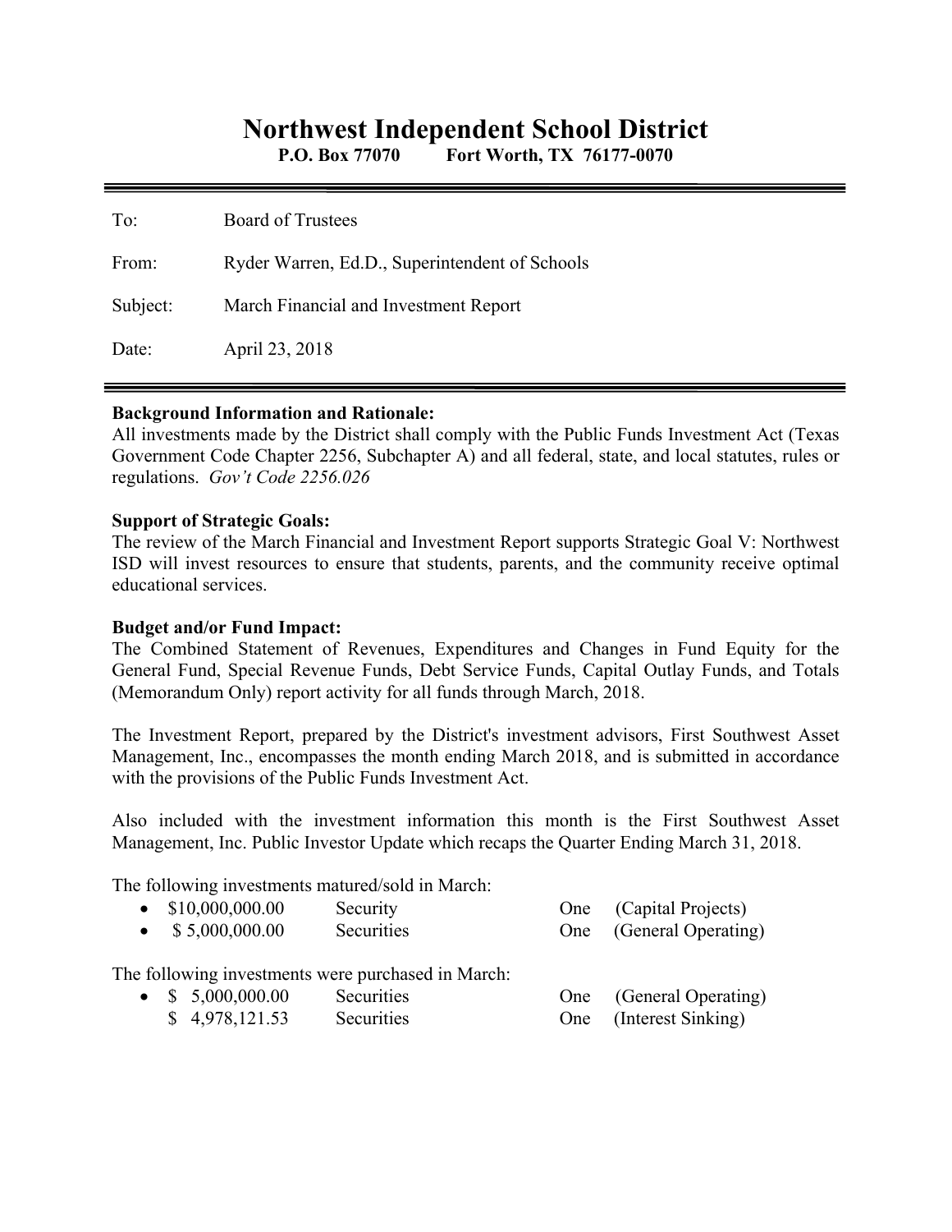# Northwest Independent School District

**P.O. Box 77070 Fort Worth, TX 76177-0070**

---

To: Board of Trustees

From: Ryder Warren, Ed.D., Superintendent of Schools

Subject: March Financial and Investment Report

Date: April 23, 2018

---

**Background Information and Rationale:**
All investments made by the District shall comply with the Public Funds Investment Act (Texas Government Code Chapter 2256, Subchapter A) and all federal, state, and local statutes, rules or regulations. *Gov't Code 2256.026*

**Support of Strategic Goals:**
The review of the March Financial and Investment Report supports Strategic Goal V: Northwest ISD will invest resources to ensure that students, parents, and the community receive optimal educational services.

**Budget and/or Fund Impact:**
The Combined Statement of Revenues, Expenditures and Changes in Fund Equity for the General Fund, Special Revenue Funds, Debt Service Funds, Capital Outlay Funds, and Totals (Memorandum Only) report activity for all funds through March, 2018.

The Investment Report, prepared by the District's investment advisors, First Southwest Asset Management, Inc., encompasses the month ending March 2018, and is submitted in accordance with the provisions of the Public Funds Investment Act.

Also included with the investment information this month is the First Southwest Asset Management, Inc. Public Investor Update which recaps the Quarter Ending March 31, 2018.

The following investments matured/sold in March:

- $10,000,000.00 Security One (Capital Projects)
- $ 5,000,000.00 Securities One (General Operating)

The following investments were purchased in March:

- $ 5,000,000.00 Securities One (General Operating)
  $ 4,978,121.53 Securities One (Interest Sinking)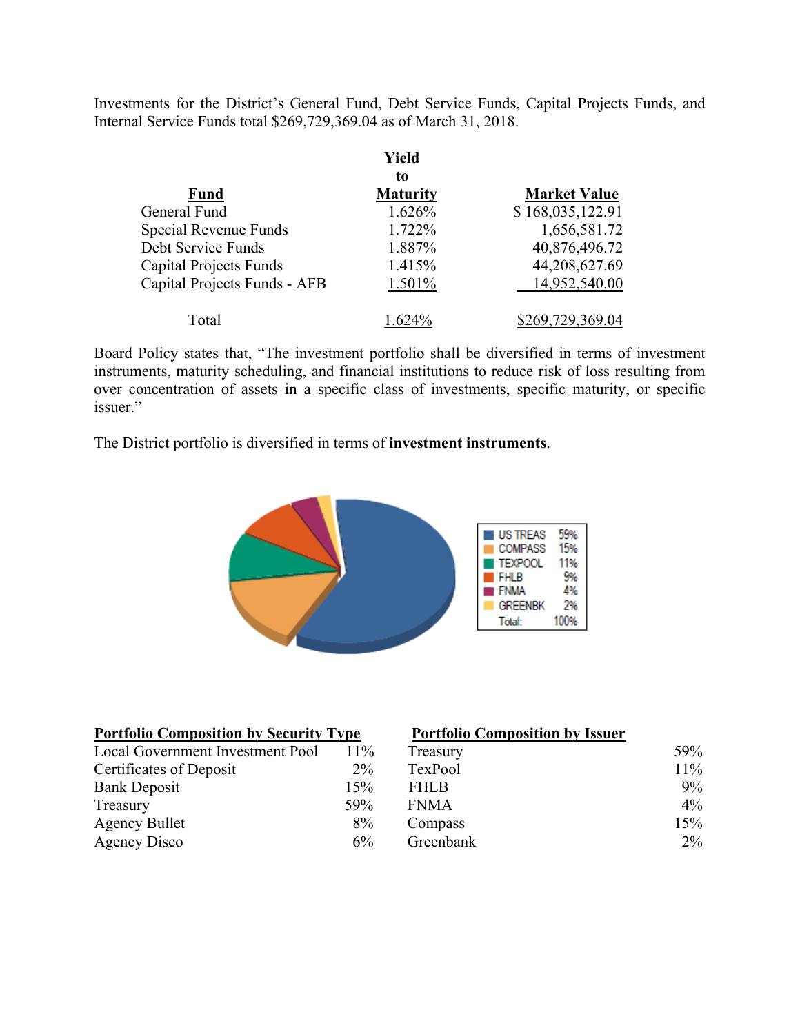Investments for the District's General Fund, Debt Service Funds, Capital Projects Funds, and Internal Service Funds total $269,729,369.04 as of March 31, 2018.

| Fund | Yield to Maturity | Market Value |
|---|---|---|
| General Fund | 1.626% | $ 168,035,122.91 |
| Special Revenue Funds | 1.722% | 1,656,581.72 |
| Debt Service Funds | 1.887% | 40,876,496.72 |
| Capital Projects Funds | 1.415% | 44,208,627.69 |
| Capital Projects Funds - AFB | 1.501% | 14,952,540.00 |
| Total | 1.624% | $269,729,369.04 |

Board Policy states that, "The investment portfolio shall be diversified in terms of investment instruments, maturity scheduling, and financial institutions to reduce risk of loss resulting from over concentration of assets in a specific class of investments, specific maturity, or specific issuer."

The District portfolio is diversified in terms of **investment instruments**.

| | |
|---|---|
| US TREAS | 59% |
| COMPASS | 15% |
| TEXPOOL | 11% |
| FHLB | 9% |
| FNMA | 4% |
| GREENBK | 2% |
| Total: | 100% |

| Portfolio Composition by Security Type | |
|---|---|
| Local Government Investment Pool | 11% |
| Certificates of Deposit | 2% |
| Bank Deposit | 15% |
| Treasury | 59% |
| Agency Bullet | 8% |
| Agency Disco | 6% |

| Portfolio Composition by Issuer | |
|---|---|
| Treasury | 59% |
| TexPool | 11% |
| FHLB | 9% |
| FNMA | 4% |
| Compass | 15% |
| Greenbank | 2% |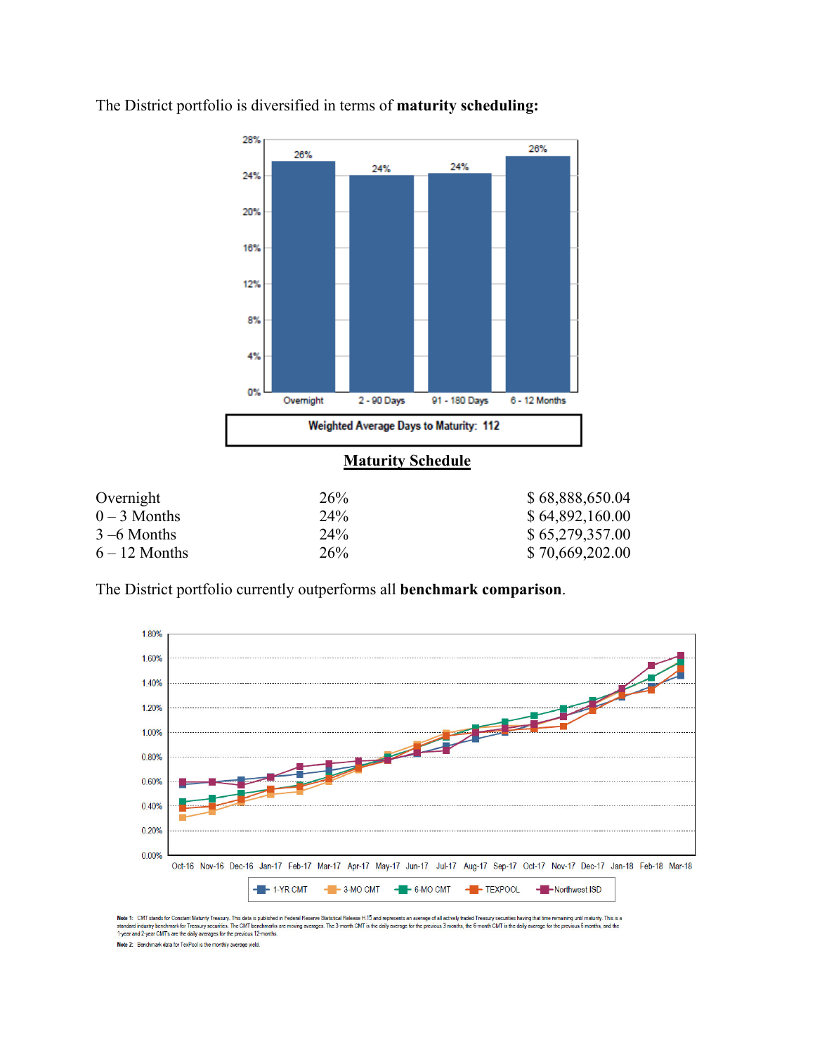The District portfolio is diversified in terms of **maturity scheduling:**

Weighted Average Days to Maturity: 112

**Maturity Schedule**

| | | |
|---|---|---|
| Overnight | 26% | $ 68,888,650.04 |
| 0 – 3 Months | 24% | $ 64,892,160.00 |
| 3 –6 Months | 24% | $ 65,279,357.00 |
| 6 – 12 Months | 26% | $ 70,669,202.00 |

The District portfolio currently outperforms all **benchmark comparison**.

**Note 1:** CMT stands for Constant Maturity Treasury. This data is published in Federal Reserve Statistical Release H.15 and represents an average of all actively traded Treasury securities having that time remaining until maturity. This is a standard industry benchmark for Treasury securities. The CMT benchmarks are moving averages. The 3-month CMT is the daily average for the previous 3 months, the 6-month CMT is the daily average for the previous 6 months, and the 1-year and 2-year CMT's are the daily averages for the previous 12-months.

**Note 2:** Benchmark data for TexPool is the monthly average yield.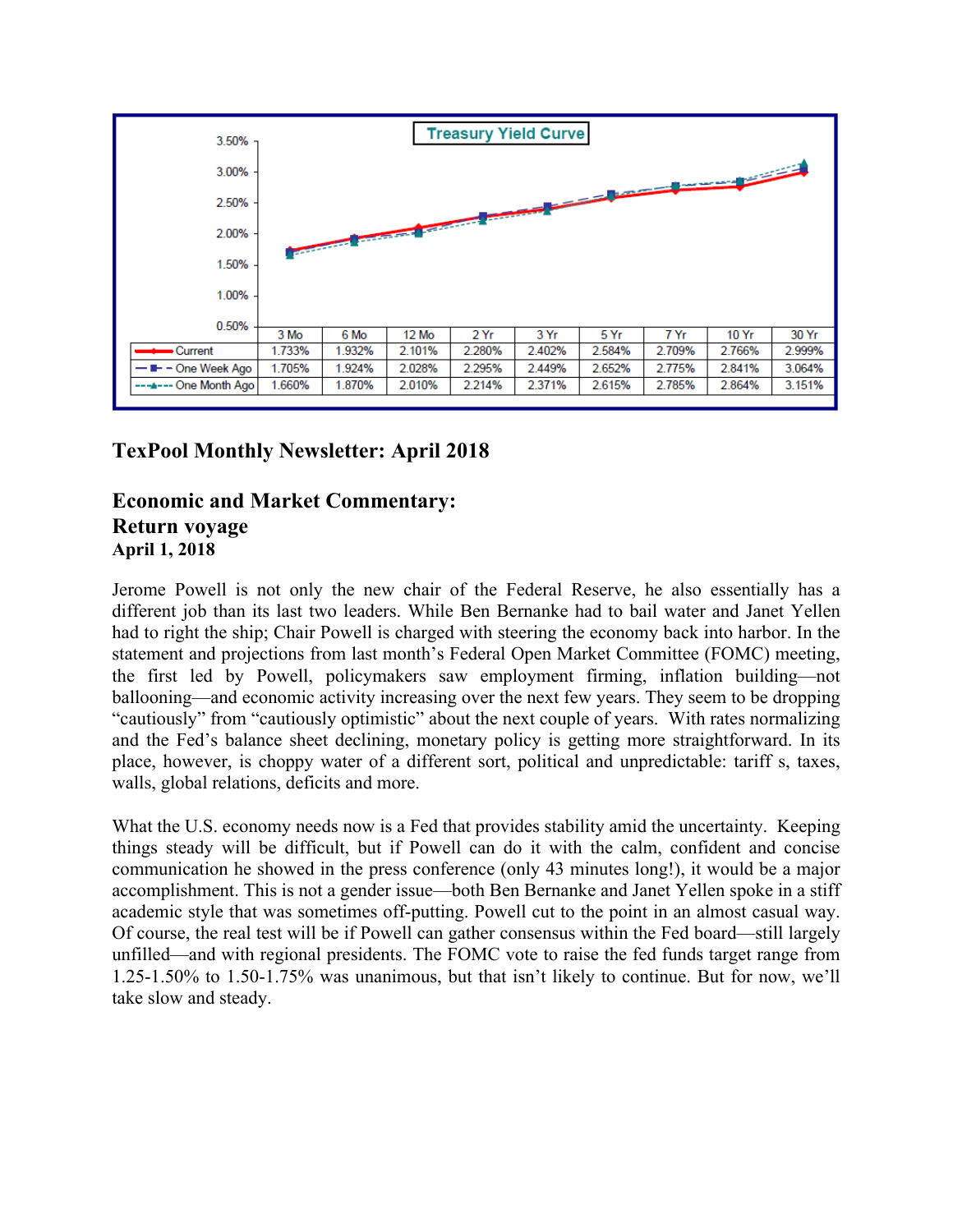**Treasury Yield Curve**

| | 3 Mo | 6 Mo | 12 Mo | 2 Yr | 3 Yr | 5 Yr | 7 Yr | 10 Yr | 30 Yr |
|---|---|---|---|---|---|---|---|---|---|
| Current | 1.733% | 1.932% | 2.101% | 2.280% | 2.402% | 2.584% | 2.709% | 2.766% | 2.999% |
| One Week Ago | 1.705% | 1.924% | 2.028% | 2.295% | 2.449% | 2.652% | 2.775% | 2.841% | 3.064% |
| One Month Ago | 1.660% | 1.870% | 2.010% | 2.214% | 2.371% | 2.615% | 2.785% | 2.864% | 3.151% |

## TexPool Monthly Newsletter: April 2018

## Economic and Market Commentary: Return voyage

**April 1, 2018**

Jerome Powell is not only the new chair of the Federal Reserve, he also essentially has a different job than its last two leaders. While Ben Bernanke had to bail water and Janet Yellen had to right the ship; Chair Powell is charged with steering the economy back into harbor. In the statement and projections from last month's Federal Open Market Committee (FOMC) meeting, the first led by Powell, policymakers saw employment firming, inflation building—not ballooning—and economic activity increasing over the next few years. They seem to be dropping "cautiously" from "cautiously optimistic" about the next couple of years. With rates normalizing and the Fed's balance sheet declining, monetary policy is getting more straightforward. In its place, however, is choppy water of a different sort, political and unpredictable: tariff s, taxes, walls, global relations, deficits and more.

What the U.S. economy needs now is a Fed that provides stability amid the uncertainty. Keeping things steady will be difficult, but if Powell can do it with the calm, confident and concise communication he showed in the press conference (only 43 minutes long!), it would be a major accomplishment. This is not a gender issue—both Ben Bernanke and Janet Yellen spoke in a stiff academic style that was sometimes off-putting. Powell cut to the point in an almost casual way. Of course, the real test will be if Powell can gather consensus within the Fed board—still largely unfilled—and with regional presidents. The FOMC vote to raise the fed funds target range from 1.25-1.50% to 1.50-1.75% was unanimous, but that isn't likely to continue. But for now, we'll take slow and steady.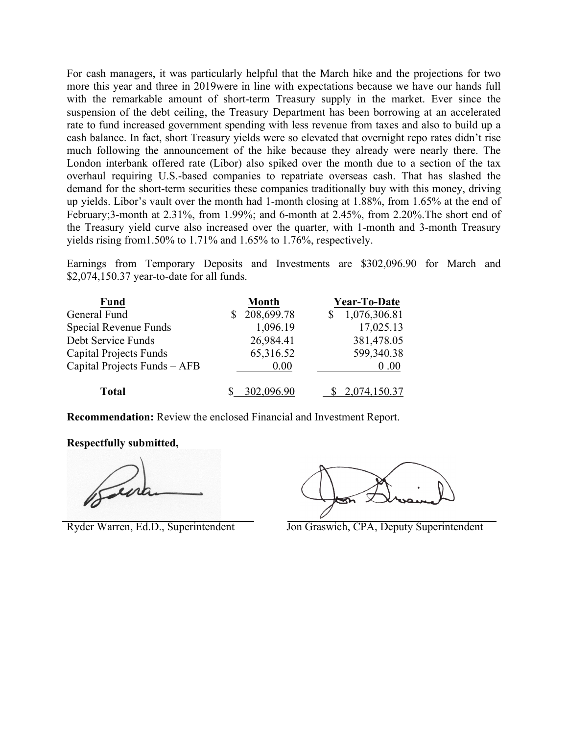For cash managers, it was particularly helpful that the March hike and the projections for two more this year and three in 2019were in line with expectations because we have our hands full with the remarkable amount of short-term Treasury supply in the market. Ever since the suspension of the debt ceiling, the Treasury Department has been borrowing at an accelerated rate to fund increased government spending with less revenue from taxes and also to build up a cash balance. In fact, short Treasury yields were so elevated that overnight repo rates didn't rise much following the announcement of the hike because they already were nearly there. The London interbank offered rate (Libor) also spiked over the month due to a section of the tax overhaul requiring U.S.-based companies to repatriate overseas cash. That has slashed the demand for the short-term securities these companies traditionally buy with this money, driving up yields. Libor's vault over the month had 1-month closing at 1.88%, from 1.65% at the end of February;3-month at 2.31%, from 1.99%; and 6-month at 2.45%, from 2.20%.The short end of the Treasury yield curve also increased over the quarter, with 1-month and 3-month Treasury yields rising from1.50% to 1.71% and 1.65% to 1.76%, respectively.

Earnings from Temporary Deposits and Investments are $302,096.90 for March and $2,074,150.37 year-to-date for all funds.

| Fund | Month | Year-To-Date |
|---|---|---|
| General Fund | $ 208,699.78 | $ 1,076,306.81 |
| Special Revenue Funds | 1,096.19 | 17,025.13 |
| Debt Service Funds | 26,984.41 | 381,478.05 |
| Capital Projects Funds | 65,316.52 | 599,340.38 |
| Capital Projects Funds – AFB | 0.00 | 0 .00 |
| **Total** | $ 302,096.90 | $ 2,074,150.37 |

**Recommendation:** Review the enclosed Financial and Investment Report.

**Respectfully submitted,**

Ryder Warren, Ed.D., Superintendent

Jon Graswich, CPA, Deputy Superintendent